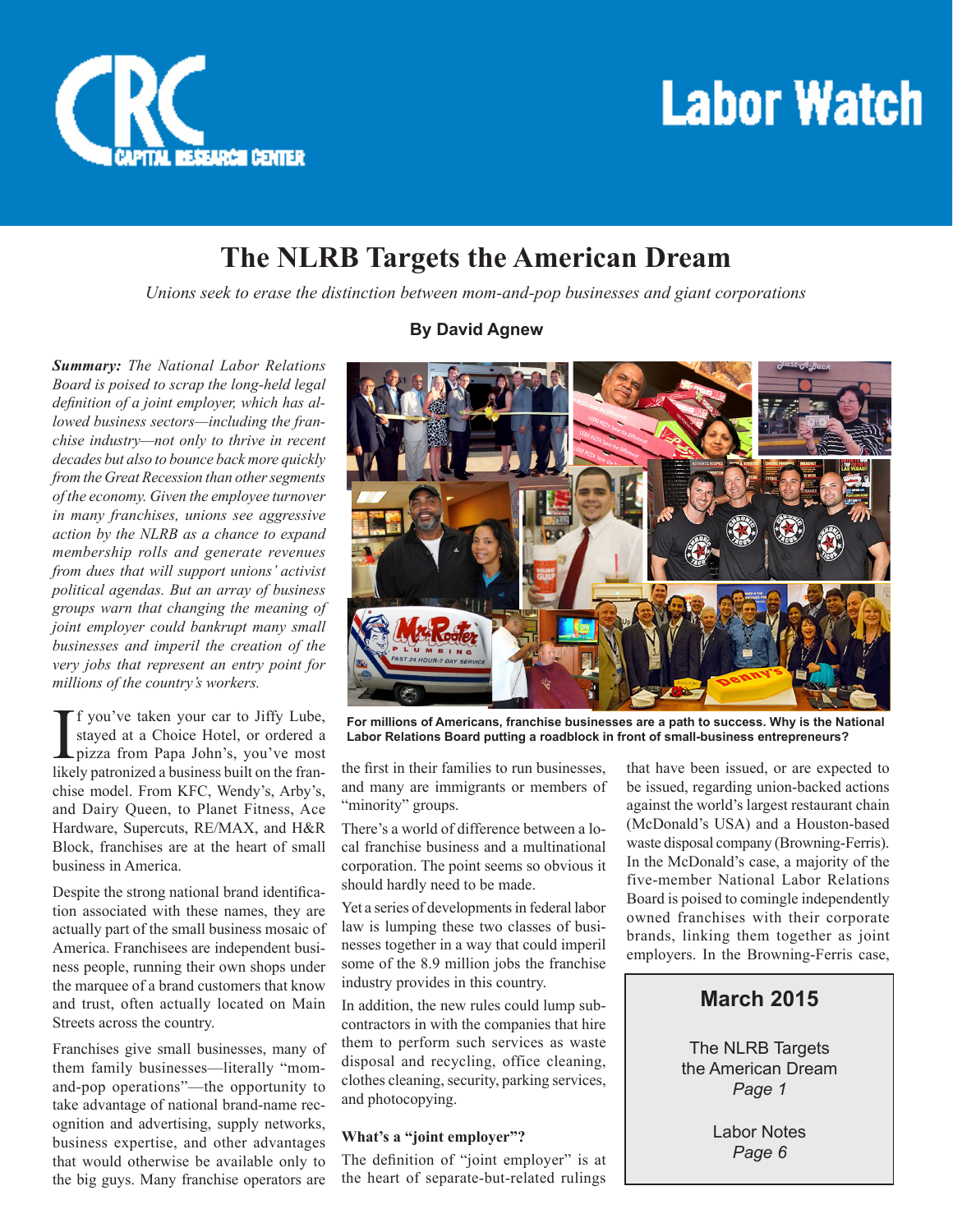# The NLRB Targets the American Dream

*Unions seek to erase the distinction between mom-and-pop businesses and giant corporations*

**By David Agnew**

***Summary:** The National Labor Relations Board is poised to scrap the long-held legal definition of a joint employer, which has allowed business sectors—including the franchise industry—not only to thrive in recent decades but also to bounce back more quickly from the Great Recession than other segments of the economy. Given the employee turnover in many franchises, unions see aggressive action by the NLRB as a chance to expand membership rolls and generate revenues from dues that will support unions' activist political agendas. But an array of business groups warn that changing the meaning of joint employer could bankrupt many small businesses and imperil the creation of the very jobs that represent an entry point for millions of the country's workers.*

**For millions of Americans, franchise businesses are a path to success. Why is the National Labor Relations Board putting a roadblock in front of small-business entrepreneurs?**

If you've taken your car to Jiffy Lube, stayed at a Choice Hotel, or ordered a pizza from Papa John's, you've most likely patronized a business built on the franchise model. From KFC, Wendy's, Arby's, and Dairy Queen, to Planet Fitness, Ace Hardware, Supercuts, RE/MAX, and H&R Block, franchises are at the heart of small business in America.

Despite the strong national brand identification associated with these names, they are actually part of the small business mosaic of America. Franchisees are independent business people, running their own shops under the marquee of a brand customers that know and trust, often actually located on Main Streets across the country.

Franchises give small businesses, many of them family businesses—literally "mom-and-pop operations"—the opportunity to take advantage of national brand-name recognition and advertising, supply networks, business expertise, and other advantages that would otherwise be available only to the big guys. Many franchise operators are the first in their families to run businesses, and many are immigrants or members of "minority" groups.

There's a world of difference between a local franchise business and a multinational corporation. The point seems so obvious it should hardly need to be made.

Yet a series of developments in federal labor law is lumping these two classes of businesses together in a way that could imperil some of the 8.9 million jobs the franchise industry provides in this country.

In addition, the new rules could lump subcontractors in with the companies that hire them to perform such services as waste disposal and recycling, office cleaning, clothes cleaning, security, parking services, and photocopying.

### What's a "joint employer"?

The definition of "joint employer" is at the heart of separate-but-related rulings that have been issued, or are expected to be issued, regarding union-backed actions against the world's largest restaurant chain (McDonald's USA) and a Houston-based waste disposal company (Browning-Ferris). In the McDonald's case, a majority of the five-member National Labor Relations Board is poised to comingle independently owned franchises with their corporate brands, linking them together as joint employers. In the Browning-Ferris case,

**March 2015**

The NLRB Targets the American Dream
*Page 1*

Labor Notes
*Page 6*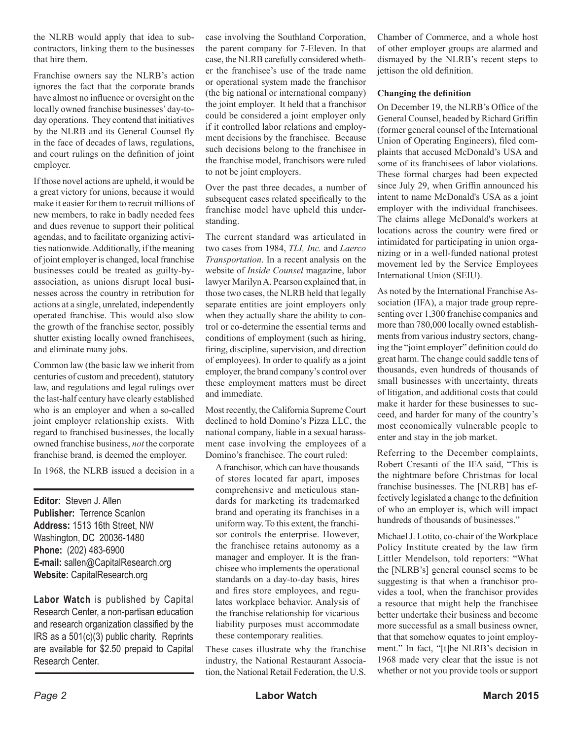the NLRB would apply that idea to subcontractors, linking them to the businesses that hire them.

Franchise owners say the NLRB's action ignores the fact that the corporate brands have almost no influence or oversight on the locally owned franchise businesses' day-to-day operations. They contend that initiatives by the NLRB and its General Counsel fly in the face of decades of laws, regulations, and court rulings on the definition of joint employer.

If those novel actions are upheld, it would be a great victory for unions, because it would make it easier for them to recruit millions of new members, to rake in badly needed fees and dues revenue to support their political agendas, and to facilitate organizing activities nationwide. Additionally, if the meaning of joint employer is changed, local franchise businesses could be treated as guilty-by-association, as unions disrupt local businesses across the country in retribution for actions at a single, unrelated, independently operated franchise. This would also slow the growth of the franchise sector, possibly shutter existing locally owned franchisees, and eliminate many jobs.

Common law (the basic law we inherit from centuries of custom and precedent), statutory law, and regulations and legal rulings over the last-half century have clearly established who is an employer and when a so-called joint employer relationship exists. With regard to franchised businesses, the locally owned franchise business, *not* the corporate franchise brand, is deemed the employer.

In 1968, the NLRB issued a decision in a case involving the Southland Corporation, the parent company for 7-Eleven. In that case, the NLRB carefully considered whether the franchisee's use of the trade name or operational system made the franchisor (the big national or international company) the joint employer. It held that a franchisor could be considered a joint employer only if it controlled labor relations and employment decisions by the franchisee. Because such decisions belong to the franchisee in the franchise model, franchisors were ruled to not be joint employers.

Over the past three decades, a number of subsequent cases related specifically to the franchise model have upheld this understanding.

The current standard was articulated in two cases from 1984, *TLI, Inc.* and *Laerco Transportation*. In a recent analysis on the website of *Inside Counsel* magazine, labor lawyer Marilyn A. Pearson explained that, in those two cases, the NLRB held that legally separate entities are joint employers only when they actually share the ability to control or co-determine the essential terms and conditions of employment (such as hiring, firing, discipline, supervision, and direction of employees). In order to qualify as a joint employer, the brand company's control over these employment matters must be direct and immediate.

Most recently, the California Supreme Court declined to hold Domino's Pizza LLC, the national company, liable in a sexual harassment case involving the employees of a Domino's franchisee. The court ruled:

> A franchisor, which can have thousands of stores located far apart, imposes comprehensive and meticulous standards for marketing its trademarked brand and operating its franchises in a uniform way. To this extent, the franchisor controls the enterprise. However, the franchisee retains autonomy as a manager and employer. It is the franchisee who implements the operational standards on a day-to-day basis, hires and fires store employees, and regulates workplace behavior. Analysis of the franchise relationship for vicarious liability purposes must accommodate these contemporary realities.

These cases illustrate why the franchise industry, the National Restaurant Association, the National Retail Federation, the U.S. Chamber of Commerce, and a whole host of other employer groups are alarmed and dismayed by the NLRB's recent steps to jettison the old definition.

### Changing the definition

On December 19, the NLRB's Office of the General Counsel, headed by Richard Griffin (former general counsel of the International Union of Operating Engineers), filed complaints that accused McDonald's USA and some of its franchisees of labor violations. These formal charges had been expected since July 29, when Griffin announced his intent to name McDonald's USA as a joint employer with the individual franchisees. The claims allege McDonald's workers at locations across the country were fired or intimidated for participating in union organizing or in a well-funded national protest movement led by the Service Employees International Union (SEIU).

As noted by the International Franchise Association (IFA), a major trade group representing over 1,300 franchise companies and more than 780,000 locally owned establishments from various industry sectors, changing the "joint employer" definition could do great harm. The change could saddle tens of thousands, even hundreds of thousands of small businesses with uncertainty, threats of litigation, and additional costs that could make it harder for these businesses to succeed, and harder for many of the country's most economically vulnerable people to enter and stay in the job market.

Referring to the December complaints, Robert Cresanti of the IFA said, "This is the nightmare before Christmas for local franchise businesses. The [NLRB] has effectively legislated a change to the definition of who an employer is, which will impact hundreds of thousands of businesses."

Michael J. Lotito, co-chair of the Workplace Policy Institute created by the law firm Littler Mendelson, told reporters: "What the [NLRB's] general counsel seems to be suggesting is that when a franchisor provides a tool, when the franchisor provides a resource that might help the franchisee better undertake their business and become more successful as a small business owner, that that somehow equates to joint employment." In fact, "[t]he NLRB's decision in 1968 made very clear that the issue is not whether or not you provide tools or support

---

**Editor:** Steven J. Allen
**Publisher:** Terrence Scanlon
**Address:** 1513 16th Street, NW
Washington, DC 20036-1480
**Phone:** (202) 483-6900
**E-mail:** sallen@CapitalResearch.org
**Website:** CapitalResearch.org

**Labor Watch** is published by Capital Research Center, a non-partisan education and research organization classified by the IRS as a 501(c)(3) public charity. Reprints are available for $2.50 prepaid to Capital Research Center.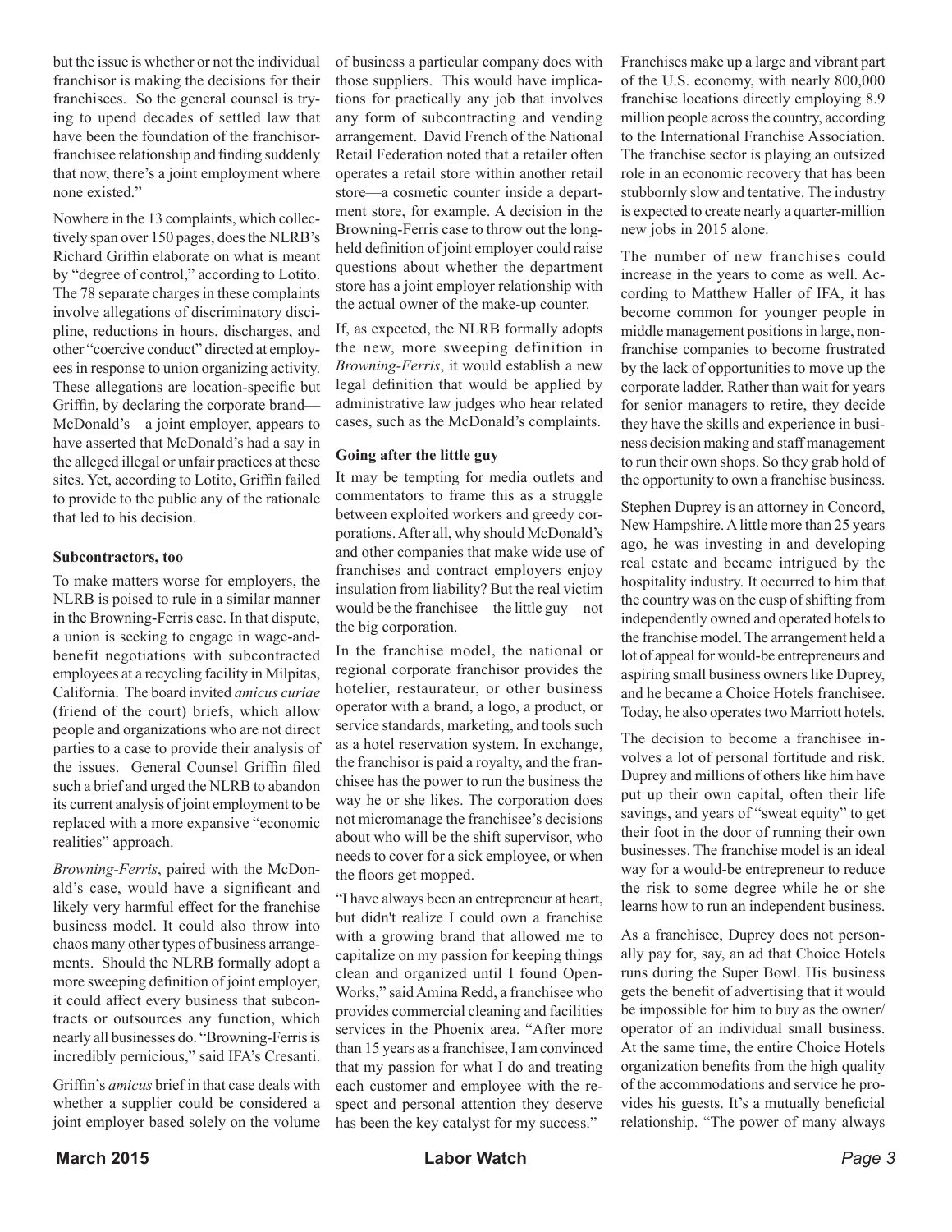but the issue is whether or not the individual franchisor is making the decisions for their franchisees. So the general counsel is trying to upend decades of settled law that have been the foundation of the franchisor-franchisee relationship and finding suddenly that now, there's a joint employment where none existed."

Nowhere in the 13 complaints, which collectively span over 150 pages, does the NLRB's Richard Griffin elaborate on what is meant by "degree of control," according to Lotito. The 78 separate charges in these complaints involve allegations of discriminatory discipline, reductions in hours, discharges, and other "coercive conduct" directed at employees in response to union organizing activity. These allegations are location-specific but Griffin, by declaring the corporate brand—McDonald's—a joint employer, appears to have asserted that McDonald's had a say in the alleged illegal or unfair practices at these sites. Yet, according to Lotito, Griffin failed to provide to the public any of the rationale that led to his decision.

**Subcontractors, too**

To make matters worse for employers, the NLRB is poised to rule in a similar manner in the Browning-Ferris case. In that dispute, a union is seeking to engage in wage-and-benefit negotiations with subcontracted employees at a recycling facility in Milpitas, California. The board invited *amicus curiae* (friend of the court) briefs, which allow people and organizations who are not direct parties to a case to provide their analysis of the issues. General Counsel Griffin filed such a brief and urged the NLRB to abandon its current analysis of joint employment to be replaced with a more expansive "economic realities" approach.

*Browning-Ferris*, paired with the McDonald's case, would have a significant and likely very harmful effect for the franchise business model. It could also throw into chaos many other types of business arrangements. Should the NLRB formally adopt a more sweeping definition of joint employer, it could affect every business that subcontracts or outsources any function, which nearly all businesses do. "Browning-Ferris is incredibly pernicious," said IFA's Cresanti.

Griffin's *amicus* brief in that case deals with whether a supplier could be considered a joint employer based solely on the volume of business a particular company does with those suppliers. This would have implications for practically any job that involves any form of subcontracting and vending arrangement. David French of the National Retail Federation noted that a retailer often operates a retail store within another retail store—a cosmetic counter inside a department store, for example. A decision in the Browning-Ferris case to throw out the long-held definition of joint employer could raise questions about whether the department store has a joint employer relationship with the actual owner of the make-up counter.

If, as expected, the NLRB formally adopts the new, more sweeping definition in *Browning-Ferris*, it would establish a new legal definition that would be applied by administrative law judges who hear related cases, such as the McDonald's complaints.

**Going after the little guy**

It may be tempting for media outlets and commentators to frame this as a struggle between exploited workers and greedy corporations. After all, why should McDonald's and other companies that make wide use of franchises and contract employers enjoy insulation from liability? But the real victim would be the franchisee—the little guy—not the big corporation.

In the franchise model, the national or regional corporate franchisor provides the hotelier, restaurateur, or other business operator with a brand, a logo, a product, or service standards, marketing, and tools such as a hotel reservation system. In exchange, the franchisor is paid a royalty, and the franchisee has the power to run the business the way he or she likes. The corporation does not micromanage the franchisee's decisions about who will be the shift supervisor, who needs to cover for a sick employee, or when the floors get mopped.

"I have always been an entrepreneur at heart, but didn't realize I could own a franchise with a growing brand that allowed me to capitalize on my passion for keeping things clean and organized until I found OpenWorks," said Amina Redd, a franchisee who provides commercial cleaning and facilities services in the Phoenix area. "After more than 15 years as a franchisee, I am convinced that my passion for what I do and treating each customer and employee with the respect and personal attention they deserve has been the key catalyst for my success."

Franchises make up a large and vibrant part of the U.S. economy, with nearly 800,000 franchise locations directly employing 8.9 million people across the country, according to the International Franchise Association. The franchise sector is playing an outsized role in an economic recovery that has been stubbornly slow and tentative. The industry is expected to create nearly a quarter-million new jobs in 2015 alone.

The number of new franchises could increase in the years to come as well. According to Matthew Haller of IFA, it has become common for younger people in middle management positions in large, non-franchise companies to become frustrated by the lack of opportunities to move up the corporate ladder. Rather than wait for years for senior managers to retire, they decide they have the skills and experience in business decision making and staff management to run their own shops. So they grab hold of the opportunity to own a franchise business.

Stephen Duprey is an attorney in Concord, New Hampshire. A little more than 25 years ago, he was investing in and developing real estate and became intrigued by the hospitality industry. It occurred to him that the country was on the cusp of shifting from independently owned and operated hotels to the franchise model. The arrangement held a lot of appeal for would-be entrepreneurs and aspiring small business owners like Duprey, and he became a Choice Hotels franchisee. Today, he also operates two Marriott hotels.

The decision to become a franchisee involves a lot of personal fortitude and risk. Duprey and millions of others like him have put up their own capital, often their life savings, and years of "sweat equity" to get their foot in the door of running their own businesses. The franchise model is an ideal way for a would-be entrepreneur to reduce the risk to some degree while he or she learns how to run an independent business.

As a franchisee, Duprey does not personally pay for, say, an ad that Choice Hotels runs during the Super Bowl. His business gets the benefit of advertising that it would be impossible for him to buy as the owner/operator of an individual small business. At the same time, the entire Choice Hotels organization benefits from the high quality of the accommodations and service he provides his guests. It's a mutually beneficial relationship. "The power of many always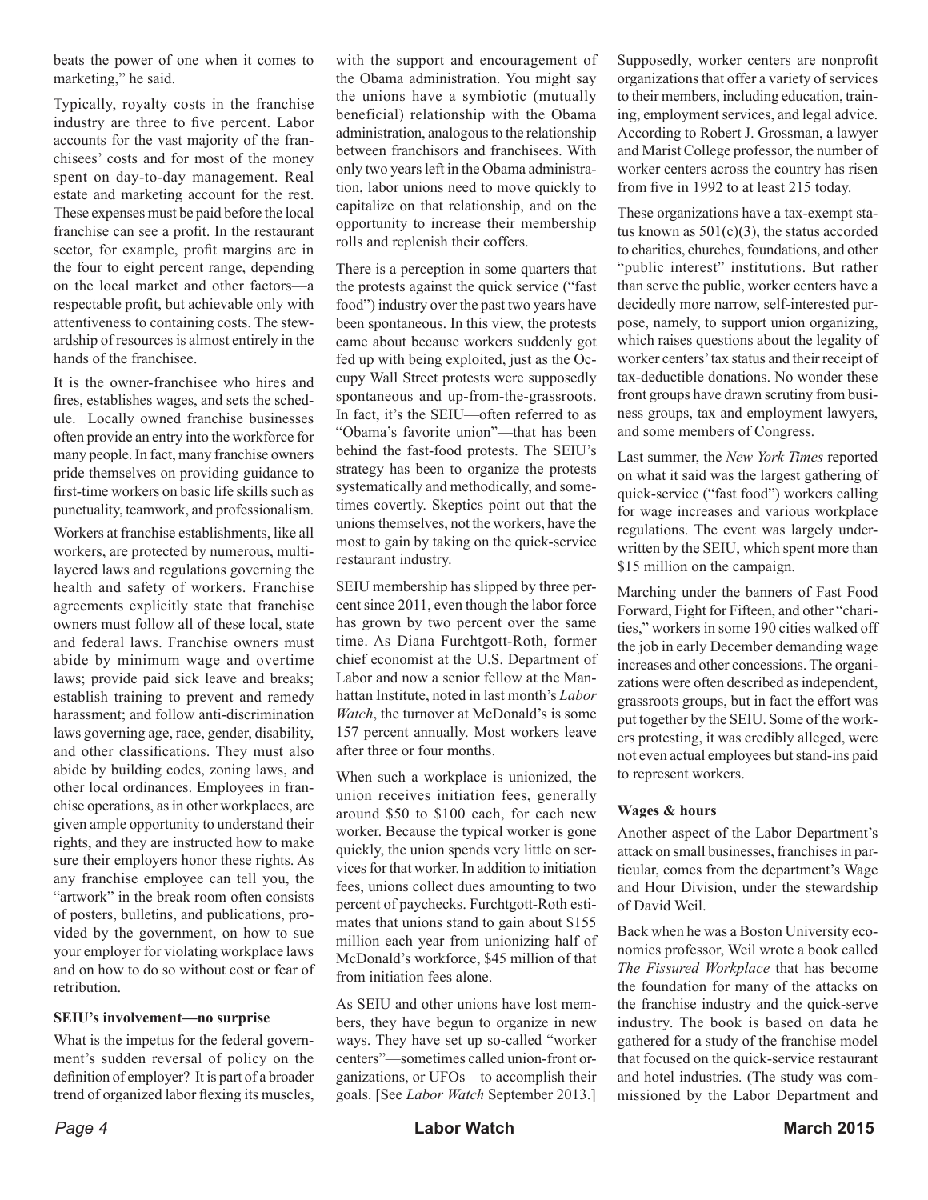beats the power of one when it comes to marketing," he said.

Typically, royalty costs in the franchise industry are three to five percent. Labor accounts for the vast majority of the franchisees' costs and for most of the money spent on day-to-day management. Real estate and marketing account for the rest. These expenses must be paid before the local franchise can see a profit. In the restaurant sector, for example, profit margins are in the four to eight percent range, depending on the local market and other factors—a respectable profit, but achievable only with attentiveness to containing costs. The stewardship of resources is almost entirely in the hands of the franchisee.

It is the owner-franchisee who hires and fires, establishes wages, and sets the schedule. Locally owned franchise businesses often provide an entry into the workforce for many people. In fact, many franchise owners pride themselves on providing guidance to first-time workers on basic life skills such as punctuality, teamwork, and professionalism.

Workers at franchise establishments, like all workers, are protected by numerous, multilayered laws and regulations governing the health and safety of workers. Franchise agreements explicitly state that franchise owners must follow all of these local, state and federal laws. Franchise owners must abide by minimum wage and overtime laws; provide paid sick leave and breaks; establish training to prevent and remedy harassment; and follow anti-discrimination laws governing age, race, gender, disability, and other classifications. They must also abide by building codes, zoning laws, and other local ordinances. Employees in franchise operations, as in other workplaces, are given ample opportunity to understand their rights, and they are instructed how to make sure their employers honor these rights. As any franchise employee can tell you, the "artwork" in the break room often consists of posters, bulletins, and publications, provided by the government, on how to sue your employer for violating workplace laws and on how to do so without cost or fear of retribution.

### SEIU's involvement—no surprise

What is the impetus for the federal government's sudden reversal of policy on the definition of employer? It is part of a broader trend of organized labor flexing its muscles, with the support and encouragement of the Obama administration. You might say the unions have a symbiotic (mutually beneficial) relationship with the Obama administration, analogous to the relationship between franchisors and franchisees. With only two years left in the Obama administration, labor unions need to move quickly to capitalize on that relationship, and on the opportunity to increase their membership rolls and replenish their coffers.

There is a perception in some quarters that the protests against the quick service ("fast food") industry over the past two years have been spontaneous. In this view, the protests came about because workers suddenly got fed up with being exploited, just as the Occupy Wall Street protests were supposedly spontaneous and up-from-the-grassroots. In fact, it's the SEIU—often referred to as "Obama's favorite union"—that has been behind the fast-food protests. The SEIU's strategy has been to organize the protests systematically and methodically, and sometimes covertly. Skeptics point out that the unions themselves, not the workers, have the most to gain by taking on the quick-service restaurant industry.

SEIU membership has slipped by three percent since 2011, even though the labor force has grown by two percent over the same time. As Diana Furchtgott-Roth, former chief economist at the U.S. Department of Labor and now a senior fellow at the Manhattan Institute, noted in last month's *Labor Watch*, the turnover at McDonald's is some 157 percent annually. Most workers leave after three or four months.

When such a workplace is unionized, the union receives initiation fees, generally around $50 to $100 each, for each new worker. Because the typical worker is gone quickly, the union spends very little on services for that worker. In addition to initiation fees, unions collect dues amounting to two percent of paychecks. Furchtgott-Roth estimates that unions stand to gain about $155 million each year from unionizing half of McDonald's workforce, $45 million of that from initiation fees alone.

As SEIU and other unions have lost members, they have begun to organize in new ways. They have set up so-called "worker centers"—sometimes called union-front organizations, or UFOs—to accomplish their goals. [See *Labor Watch* September 2013.]

Supposedly, worker centers are nonprofit organizations that offer a variety of services to their members, including education, training, employment services, and legal advice. According to Robert J. Grossman, a lawyer and Marist College professor, the number of worker centers across the country has risen from five in 1992 to at least 215 today.

These organizations have a tax-exempt status known as 501(c)(3), the status accorded to charities, churches, foundations, and other "public interest" institutions. But rather than serve the public, worker centers have a decidedly more narrow, self-interested purpose, namely, to support union organizing, which raises questions about the legality of worker centers' tax status and their receipt of tax-deductible donations. No wonder these front groups have drawn scrutiny from business groups, tax and employment lawyers, and some members of Congress.

Last summer, the *New York Times* reported on what it said was the largest gathering of quick-service ("fast food") workers calling for wage increases and various workplace regulations. The event was largely underwritten by the SEIU, which spent more than $15 million on the campaign.

Marching under the banners of Fast Food Forward, Fight for Fifteen, and other "charities," workers in some 190 cities walked off the job in early December demanding wage increases and other concessions. The organizations were often described as independent, grassroots groups, but in fact the effort was put together by the SEIU. Some of the workers protesting, it was credibly alleged, were not even actual employees but stand-ins paid to represent workers.

### Wages & hours

Another aspect of the Labor Department's attack on small businesses, franchises in particular, comes from the department's Wage and Hour Division, under the stewardship of David Weil.

Back when he was a Boston University economics professor, Weil wrote a book called *The Fissured Workplace* that has become the foundation for many of the attacks on the franchise industry and the quick-serve industry. The book is based on data he gathered for a study of the franchise model that focused on the quick-service restaurant and hotel industries. (The study was commissioned by the Labor Department and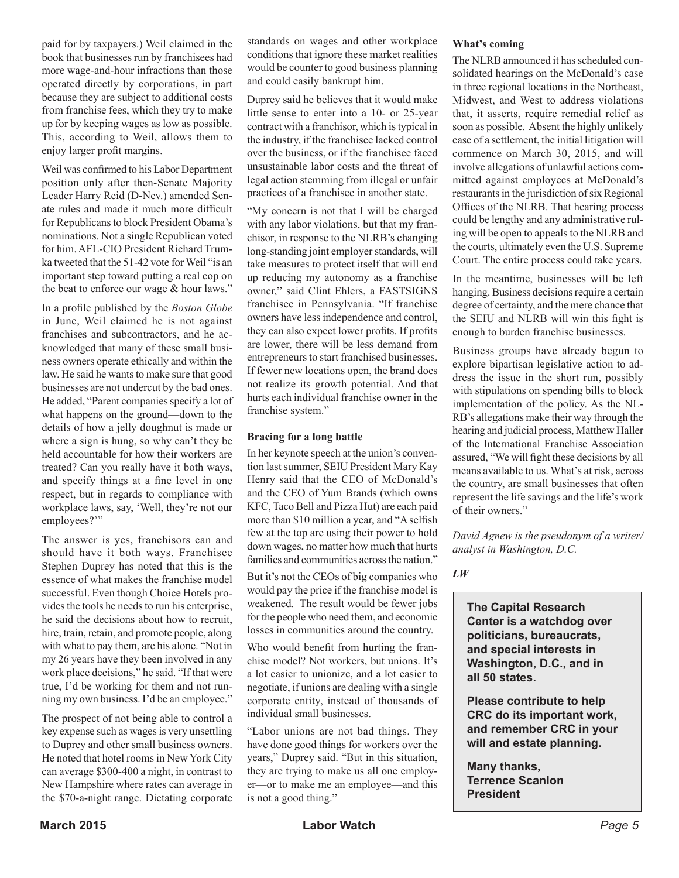paid for by taxpayers.) Weil claimed in the book that businesses run by franchisees had more wage-and-hour infractions than those operated directly by corporations, in part because they are subject to additional costs from franchise fees, which they try to make up for by keeping wages as low as possible. This, according to Weil, allows them to enjoy larger profit margins.

Weil was confirmed to his Labor Department position only after then-Senate Majority Leader Harry Reid (D-Nev.) amended Senate rules and made it much more difficult for Republicans to block President Obama's nominations. Not a single Republican voted for him. AFL-CIO President Richard Trumka tweeted that the 51-42 vote for Weil "is an important step toward putting a real cop on the beat to enforce our wage & hour laws."

In a profile published by the *Boston Globe* in June, Weil claimed he is not against franchises and subcontractors, and he acknowledged that many of these small business owners operate ethically and within the law. He said he wants to make sure that good businesses are not undercut by the bad ones. He added, "Parent companies specify a lot of what happens on the ground—down to the details of how a jelly doughnut is made or where a sign is hung, so why can't they be held accountable for how their workers are treated? Can you really have it both ways, and specify things at a fine level in one respect, but in regards to compliance with workplace laws, say, 'Well, they're not our employees?'"

The answer is yes, franchisors can and should have it both ways. Franchisee Stephen Duprey has noted that this is the essence of what makes the franchise model successful. Even though Choice Hotels provides the tools he needs to run his enterprise, he said the decisions about how to recruit, hire, train, retain, and promote people, along with what to pay them, are his alone. "Not in my 26 years have they been involved in any work place decisions," he said. "If that were true, I'd be working for them and not running my own business. I'd be an employee."

The prospect of not being able to control a key expense such as wages is very unsettling to Duprey and other small business owners. He noted that hotel rooms in New York City can average $300-400 a night, in contrast to New Hampshire where rates can average in the $70-a-night range. Dictating corporate standards on wages and other workplace conditions that ignore these market realities would be counter to good business planning and could easily bankrupt him.

Duprey said he believes that it would make little sense to enter into a 10- or 25-year contract with a franchisor, which is typical in the industry, if the franchisee lacked control over the business, or if the franchisee faced unsustainable labor costs and the threat of legal action stemming from illegal or unfair practices of a franchisee in another state.

"My concern is not that I will be charged with any labor violations, but that my franchisor, in response to the NLRB's changing long-standing joint employer standards, will take measures to protect itself that will end up reducing my autonomy as a franchise owner," said Clint Ehlers, a FASTSIGNS franchisee in Pennsylvania. "If franchise owners have less independence and control, they can also expect lower profits. If profits are lower, there will be less demand from entrepreneurs to start franchised businesses. If fewer new locations open, the brand does not realize its growth potential. And that hurts each individual franchise owner in the franchise system."

### Bracing for a long battle

In her keynote speech at the union's convention last summer, SEIU President Mary Kay Henry said that the CEO of McDonald's and the CEO of Yum Brands (which owns KFC, Taco Bell and Pizza Hut) are each paid more than $10 million a year, and "A selfish few at the top are using their power to hold down wages, no matter how much that hurts families and communities across the nation."

But it's not the CEOs of big companies who would pay the price if the franchise model is weakened. The result would be fewer jobs for the people who need them, and economic losses in communities around the country.

Who would benefit from hurting the franchise model? Not workers, but unions. It's a lot easier to unionize, and a lot easier to negotiate, if unions are dealing with a single corporate entity, instead of thousands of individual small businesses.

"Labor unions are not bad things. They have done good things for workers over the years," Duprey said. "But in this situation, they are trying to make us all one employer—or to make me an employee—and this is not a good thing."

### What's coming

The NLRB announced it has scheduled consolidated hearings on the McDonald's case in three regional locations in the Northeast, Midwest, and West to address violations that, it asserts, require remedial relief as soon as possible. Absent the highly unlikely case of a settlement, the initial litigation will commence on March 30, 2015, and will involve allegations of unlawful actions committed against employees at McDonald's restaurants in the jurisdiction of six Regional Offices of the NLRB. That hearing process could be lengthy and any administrative ruling will be open to appeals to the NLRB and the courts, ultimately even the U.S. Supreme Court. The entire process could take years.

In the meantime, businesses will be left hanging. Business decisions require a certain degree of certainty, and the mere chance that the SEIU and NLRB will win this fight is enough to burden franchise businesses.

Business groups have already begun to explore bipartisan legislative action to address the issue in the short run, possibly with stipulations on spending bills to block implementation of the policy. As the NLRB's allegations make their way through the hearing and judicial process, Matthew Haller of the International Franchise Association assured, "We will fight these decisions by all means available to us. What's at risk, across the country, are small businesses that often represent the life savings and the life's work of their owners."

*David Agnew is the pseudonym of a writer/analyst in Washington, D.C.*

***LW***

**The Capital Research Center is a watchdog over politicians, bureaucrats, and special interests in Washington, D.C., and in all 50 states.**

**Please contribute to help CRC do its important work, and remember CRC in your will and estate planning.**

**Many thanks,**
**Terrence Scanlon**
**President**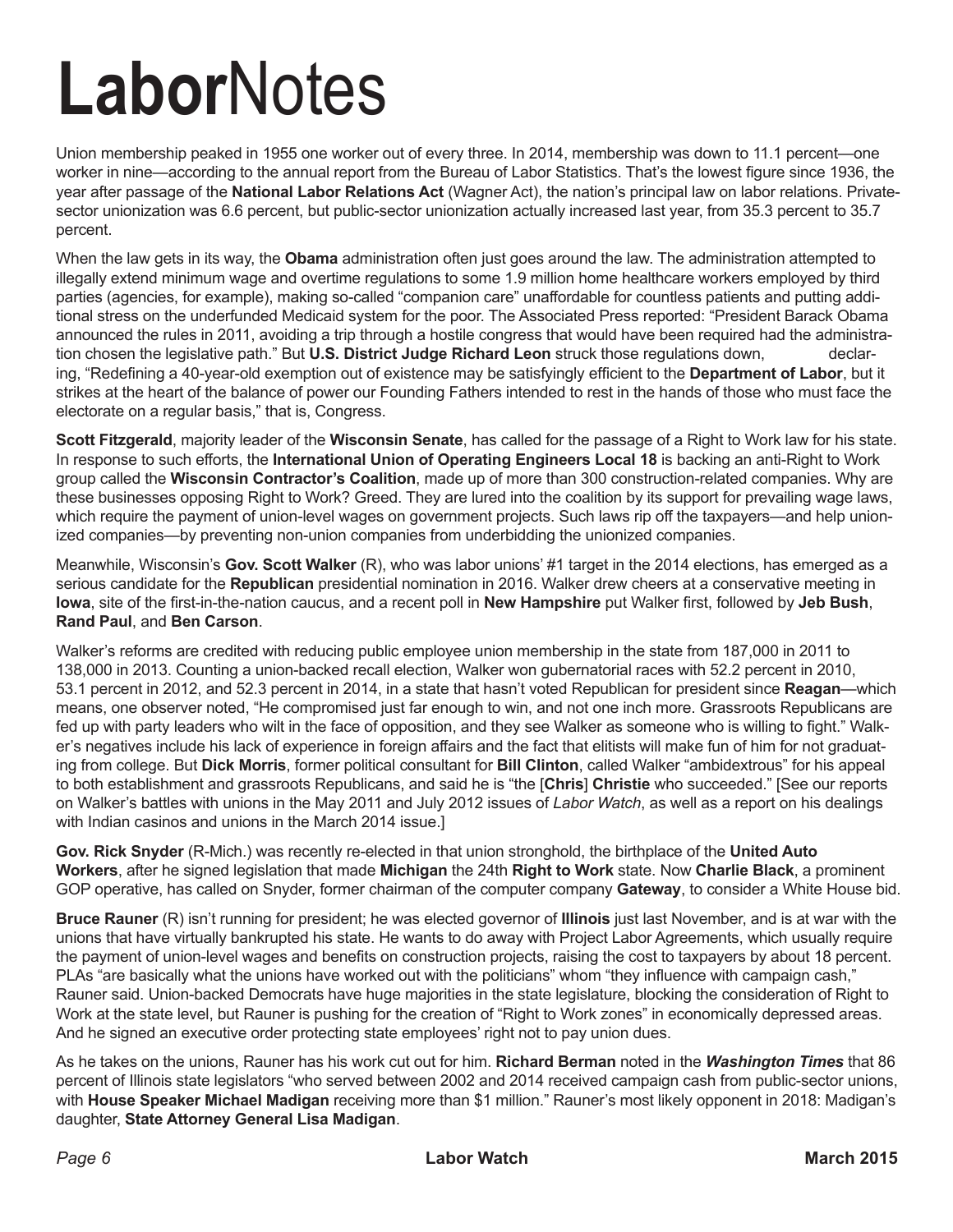# **Labor**Notes

Union membership peaked in 1955 one worker out of every three. In 2014, membership was down to 11.1 percent—one worker in nine—according to the annual report from the Bureau of Labor Statistics. That's the lowest figure since 1936, the year after passage of the **National Labor Relations Act** (Wagner Act), the nation's principal law on labor relations. Private-sector unionization was 6.6 percent, but public-sector unionization actually increased last year, from 35.3 percent to 35.7 percent.

When the law gets in its way, the **Obama** administration often just goes around the law. The administration attempted to illegally extend minimum wage and overtime regulations to some 1.9 million home healthcare workers employed by third parties (agencies, for example), making so-called "companion care" unaffordable for countless patients and putting additional stress on the underfunded Medicaid system for the poor. The Associated Press reported: "President Barack Obama announced the rules in 2011, avoiding a trip through a hostile congress that would have been required had the administration chosen the legislative path." But **U.S. District Judge Richard Leon** struck those regulations down, declaring, "Redefining a 40-year-old exemption out of existence may be satisfyingly efficient to the **Department of Labor**, but it strikes at the heart of the balance of power our Founding Fathers intended to rest in the hands of those who must face the electorate on a regular basis," that is, Congress.

**Scott Fitzgerald**, majority leader of the **Wisconsin Senate**, has called for the passage of a Right to Work law for his state. In response to such efforts, the **International Union of Operating Engineers Local 18** is backing an anti-Right to Work group called the **Wisconsin Contractor's Coalition**, made up of more than 300 construction-related companies. Why are these businesses opposing Right to Work? Greed. They are lured into the coalition by its support for prevailing wage laws, which require the payment of union-level wages on government projects. Such laws rip off the taxpayers—and help unionized companies—by preventing non-union companies from underbidding the unionized companies.

Meanwhile, Wisconsin's **Gov. Scott Walker** (R), who was labor unions' #1 target in the 2014 elections, has emerged as a serious candidate for the **Republican** presidential nomination in 2016. Walker drew cheers at a conservative meeting in **Iowa**, site of the first-in-the-nation caucus, and a recent poll in **New Hampshire** put Walker first, followed by **Jeb Bush**, **Rand Paul**, and **Ben Carson**.

Walker's reforms are credited with reducing public employee union membership in the state from 187,000 in 2011 to 138,000 in 2013. Counting a union-backed recall election, Walker won gubernatorial races with 52.2 percent in 2010, 53.1 percent in 2012, and 52.3 percent in 2014, in a state that hasn't voted Republican for president since **Reagan**—which means, one observer noted, "He compromised just far enough to win, and not one inch more. Grassroots Republicans are fed up with party leaders who wilt in the face of opposition, and they see Walker as someone who is willing to fight." Walker's negatives include his lack of experience in foreign affairs and the fact that elitists will make fun of him for not graduating from college. But **Dick Morris**, former political consultant for **Bill Clinton**, called Walker "ambidextrous" for his appeal to both establishment and grassroots Republicans, and said he is "the [**Chris**] **Christie** who succeeded." [See our reports on Walker's battles with unions in the May 2011 and July 2012 issues of *Labor Watch*, as well as a report on his dealings with Indian casinos and unions in the March 2014 issue.]

**Gov. Rick Snyder** (R-Mich.) was recently re-elected in that union stronghold, the birthplace of the **United Auto Workers**, after he signed legislation that made **Michigan** the 24th **Right to Work** state. Now **Charlie Black**, a prominent GOP operative, has called on Snyder, former chairman of the computer company **Gateway**, to consider a White House bid.

**Bruce Rauner** (R) isn't running for president; he was elected governor of **Illinois** just last November, and is at war with the unions that have virtually bankrupted his state. He wants to do away with Project Labor Agreements, which usually require the payment of union-level wages and benefits on construction projects, raising the cost to taxpayers by about 18 percent. PLAs "are basically what the unions have worked out with the politicians" whom "they influence with campaign cash," Rauner said. Union-backed Democrats have huge majorities in the state legislature, blocking the consideration of Right to Work at the state level, but Rauner is pushing for the creation of "Right to Work zones" in economically depressed areas. And he signed an executive order protecting state employees' right not to pay union dues.

As he takes on the unions, Rauner has his work cut out for him. **Richard Berman** noted in the ***Washington Times*** that 86 percent of Illinois state legislators "who served between 2002 and 2014 received campaign cash from public-sector unions, with **House Speaker Michael Madigan** receiving more than $1 million." Rauner's most likely opponent in 2018: Madigan's daughter, **State Attorney General Lisa Madigan**.